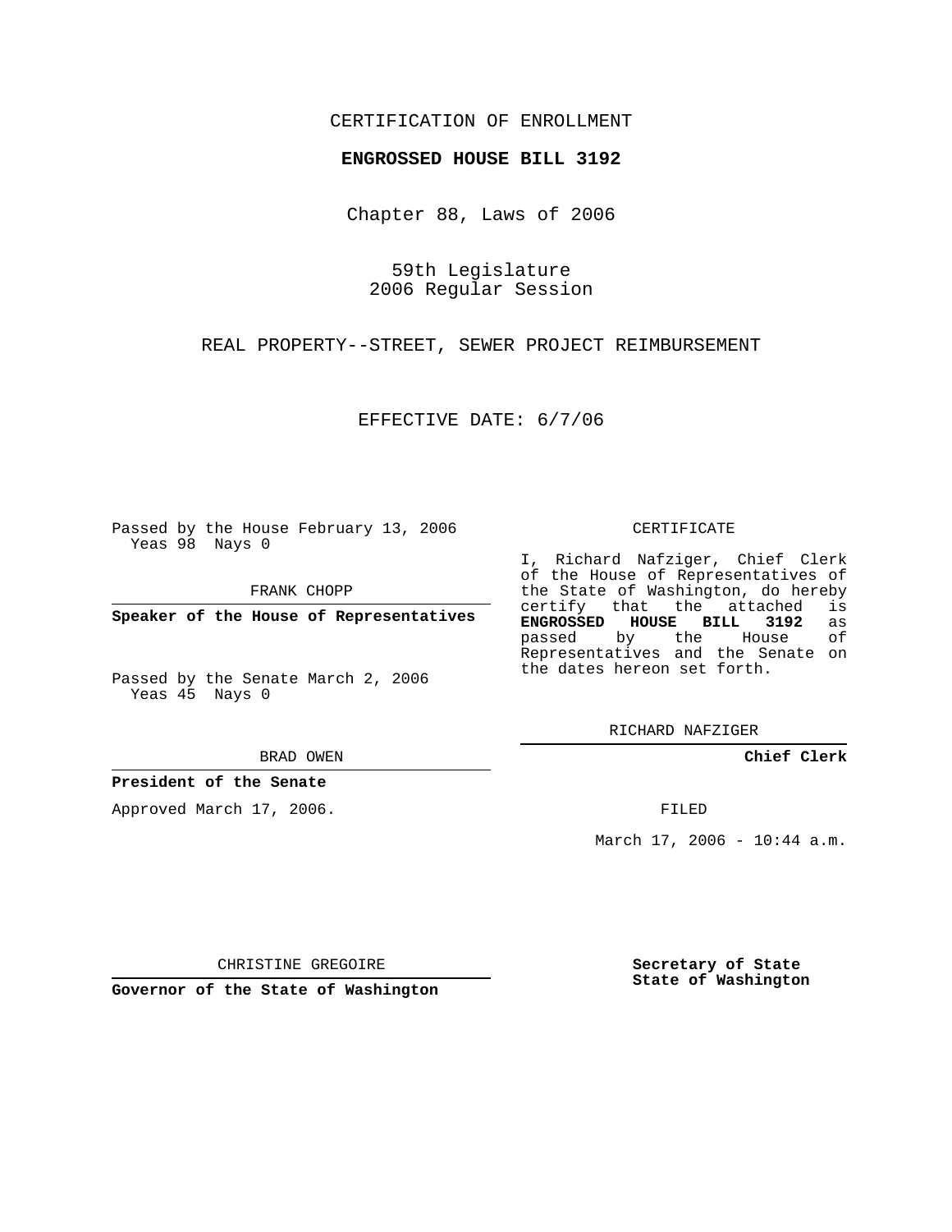CERTIFICATION OF ENROLLMENT

**ENGROSSED HOUSE BILL 3192**

Chapter 88, Laws of 2006

59th Legislature
2006 Regular Session

REAL PROPERTY--STREET, SEWER PROJECT REIMBURSEMENT

EFFECTIVE DATE: 6/7/06

Passed by the House February 13, 2006
Yeas 98 Nays 0

FRANK CHOPP

**Speaker of the House of Representatives**

Passed by the Senate March 2, 2006
Yeas 45 Nays 0

BRAD OWEN

**President of the Senate**

Approved March 17, 2006.

CHRISTINE GREGOIRE

**Governor of the State of Washington**

CERTIFICATE

I, Richard Nafziger, Chief Clerk of the House of Representatives of the State of Washington, do hereby certify that the attached is **ENGROSSED HOUSE BILL 3192** as passed by the House of Representatives and the Senate on the dates hereon set forth.

RICHARD NAFZIGER

**Chief Clerk**

FILED

March 17, 2006 - 10:44 a.m.

**Secretary of State**
**State of Washington**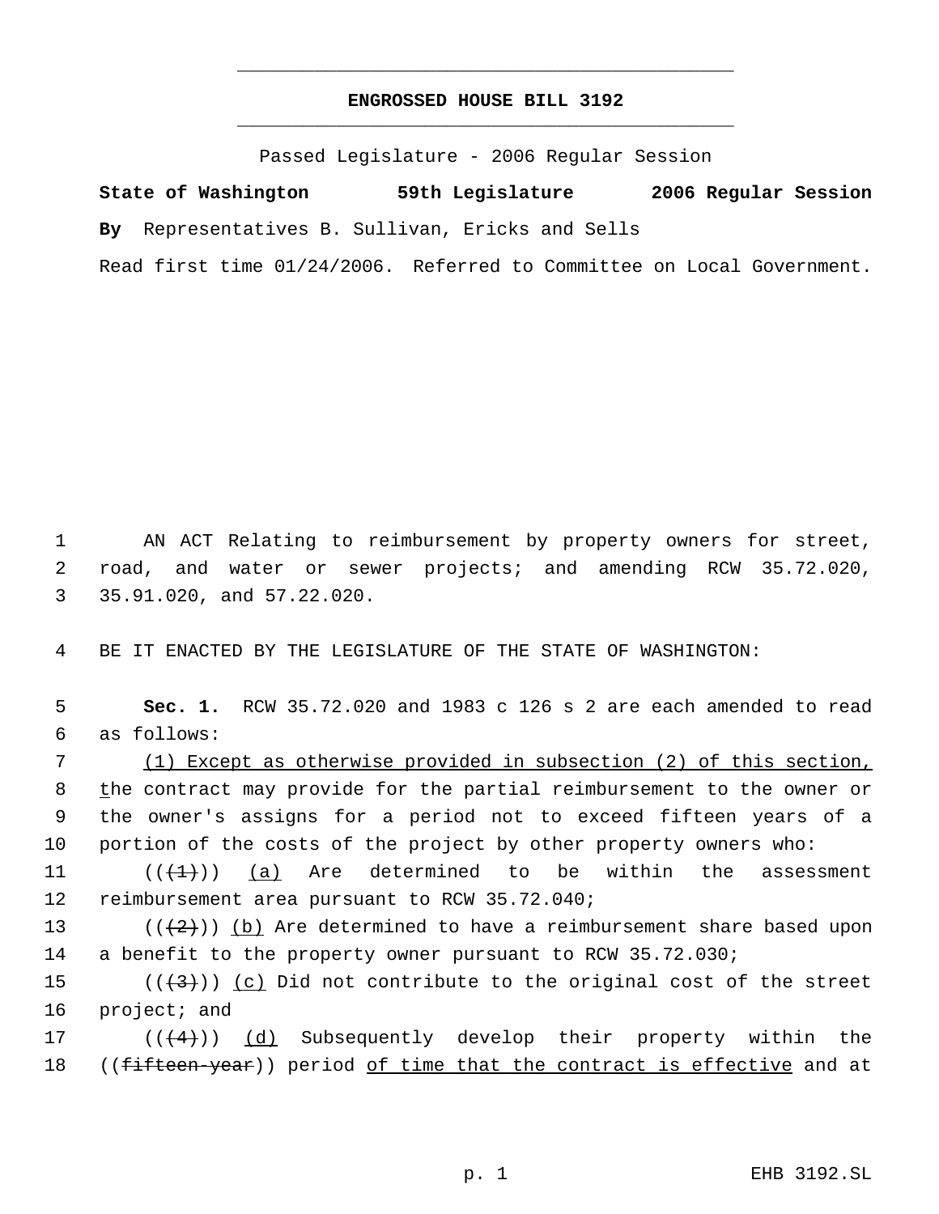# ENGROSSED HOUSE BILL 3192

Passed Legislature - 2006 Regular Session

**State of Washington 59th Legislature 2006 Regular Session**

**By** Representatives B. Sullivan, Ericks and Sells

Read first time 01/24/2006. Referred to Committee on Local Government.

1 AN ACT Relating to reimbursement by property owners for street,
2 road, and water or sewer projects; and amending RCW 35.72.020,
3 35.91.020, and 57.22.020.

4 BE IT ENACTED BY THE LEGISLATURE OF THE STATE OF WASHINGTON:

5 **Sec. 1.** RCW 35.72.020 and 1983 c 126 s 2 are each amended to read
6 as follows:

7 (1) Except as otherwise provided in subsection (2) of this section,
8 the contract may provide for the partial reimbursement to the owner or
9 the owner's assigns for a period not to exceed fifteen years of a
10 portion of the costs of the project by other property owners who:

11 (((1))) (a) Are determined to be within the assessment
12 reimbursement area pursuant to RCW 35.72.040;

13 (((2))) (b) Are determined to have a reimbursement share based upon
14 a benefit to the property owner pursuant to RCW 35.72.030;

15 (((3))) (c) Did not contribute to the original cost of the street
16 project; and

17 (((4))) (d) Subsequently develop their property within the
18 ((fifteen-year)) period of time that the contract is effective and at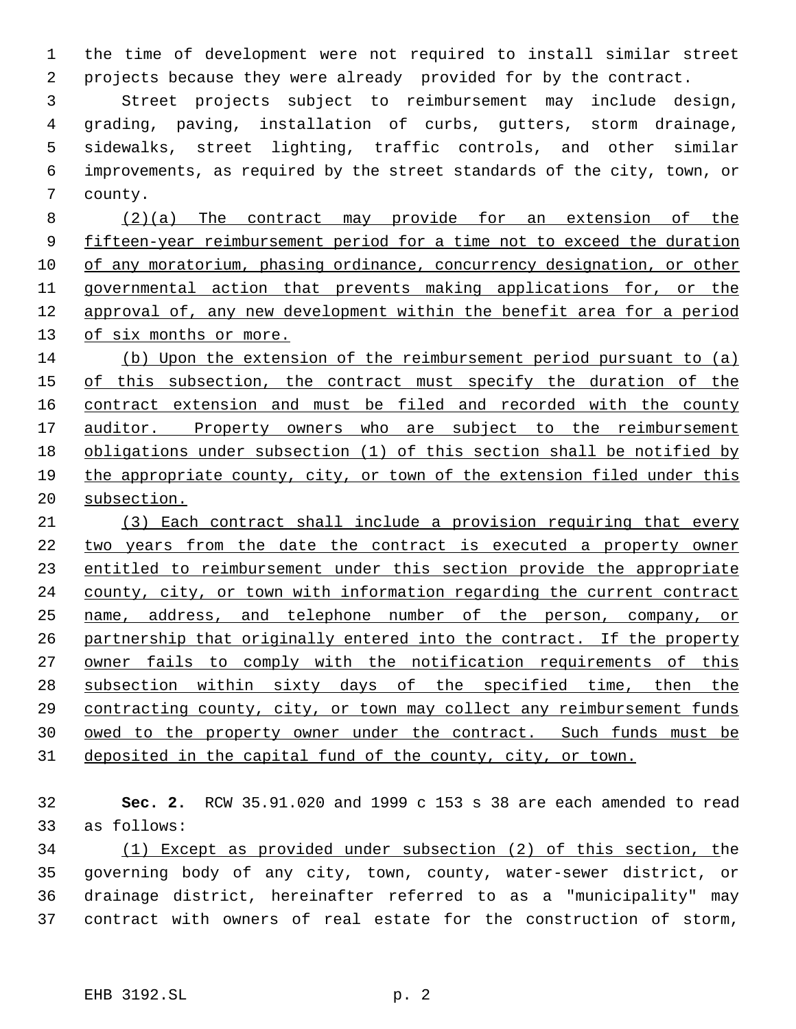the time of development were not required to install similar street projects because they were already provided for by the contract.

Street projects subject to reimbursement may include design, grading, paving, installation of curbs, gutters, storm drainage, sidewalks, street lighting, traffic controls, and other similar improvements, as required by the street standards of the city, town, or county.

(2)(a) The contract may provide for an extension of the fifteen-year reimbursement period for a time not to exceed the duration of any moratorium, phasing ordinance, concurrency designation, or other governmental action that prevents making applications for, or the approval of, any new development within the benefit area for a period of six months or more.

(b) Upon the extension of the reimbursement period pursuant to (a) of this subsection, the contract must specify the duration of the contract extension and must be filed and recorded with the county auditor. Property owners who are subject to the reimbursement obligations under subsection (1) of this section shall be notified by the appropriate county, city, or town of the extension filed under this subsection.

(3) Each contract shall include a provision requiring that every two years from the date the contract is executed a property owner entitled to reimbursement under this section provide the appropriate county, city, or town with information regarding the current contract name, address, and telephone number of the person, company, or partnership that originally entered into the contract. If the property owner fails to comply with the notification requirements of this subsection within sixty days of the specified time, then the contracting county, city, or town may collect any reimbursement funds owed to the property owner under the contract. Such funds must be deposited in the capital fund of the county, city, or town.

**Sec. 2.** RCW 35.91.020 and 1999 c 153 s 38 are each amended to read as follows:

(1) Except as provided under subsection (2) of this section, the governing body of any city, town, county, water-sewer district, or drainage district, hereinafter referred to as a "municipality" may contract with owners of real estate for the construction of storm,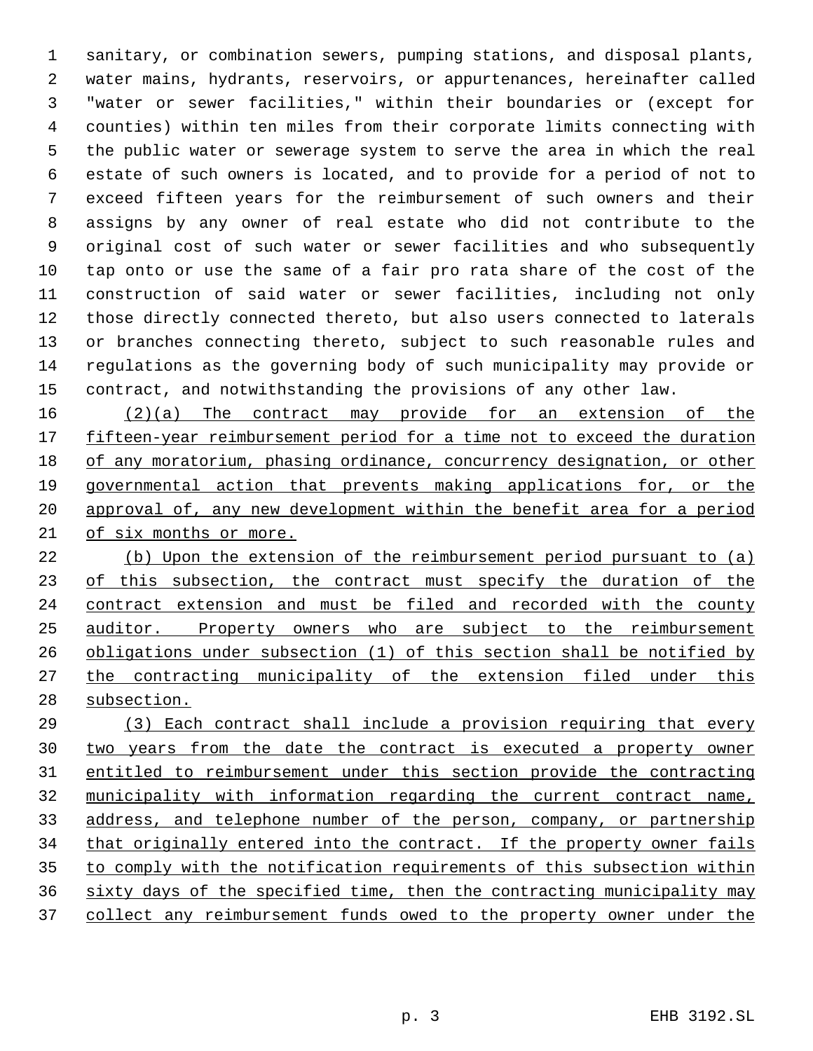sanitary, or combination sewers, pumping stations, and disposal plants, water mains, hydrants, reservoirs, or appurtenances, hereinafter called "water or sewer facilities," within their boundaries or (except for counties) within ten miles from their corporate limits connecting with the public water or sewerage system to serve the area in which the real estate of such owners is located, and to provide for a period of not to exceed fifteen years for the reimbursement of such owners and their assigns by any owner of real estate who did not contribute to the original cost of such water or sewer facilities and who subsequently tap onto or use the same of a fair pro rata share of the cost of the construction of said water or sewer facilities, including not only those directly connected thereto, but also users connected to laterals or branches connecting thereto, subject to such reasonable rules and regulations as the governing body of such municipality may provide or contract, and notwithstanding the provisions of any other law.

<u>(2)(a) The contract may provide for an extension of the fifteen-year reimbursement period for a time not to exceed the duration of any moratorium, phasing ordinance, concurrency designation, or other governmental action that prevents making applications for, or the approval of, any new development within the benefit area for a period of six months or more.</u>

<u>(b) Upon the extension of the reimbursement period pursuant to (a) of this subsection, the contract must specify the duration of the contract extension and must be filed and recorded with the county auditor. Property owners who are subject to the reimbursement obligations under subsection (1) of this section shall be notified by the contracting municipality of the extension filed under this subsection.</u>

<u>(3) Each contract shall include a provision requiring that every two years from the date the contract is executed a property owner entitled to reimbursement under this section provide the contracting municipality with information regarding the current contract name, address, and telephone number of the person, company, or partnership that originally entered into the contract. If the property owner fails to comply with the notification requirements of this subsection within sixty days of the specified time, then the contracting municipality may collect any reimbursement funds owed to the property owner under the</u>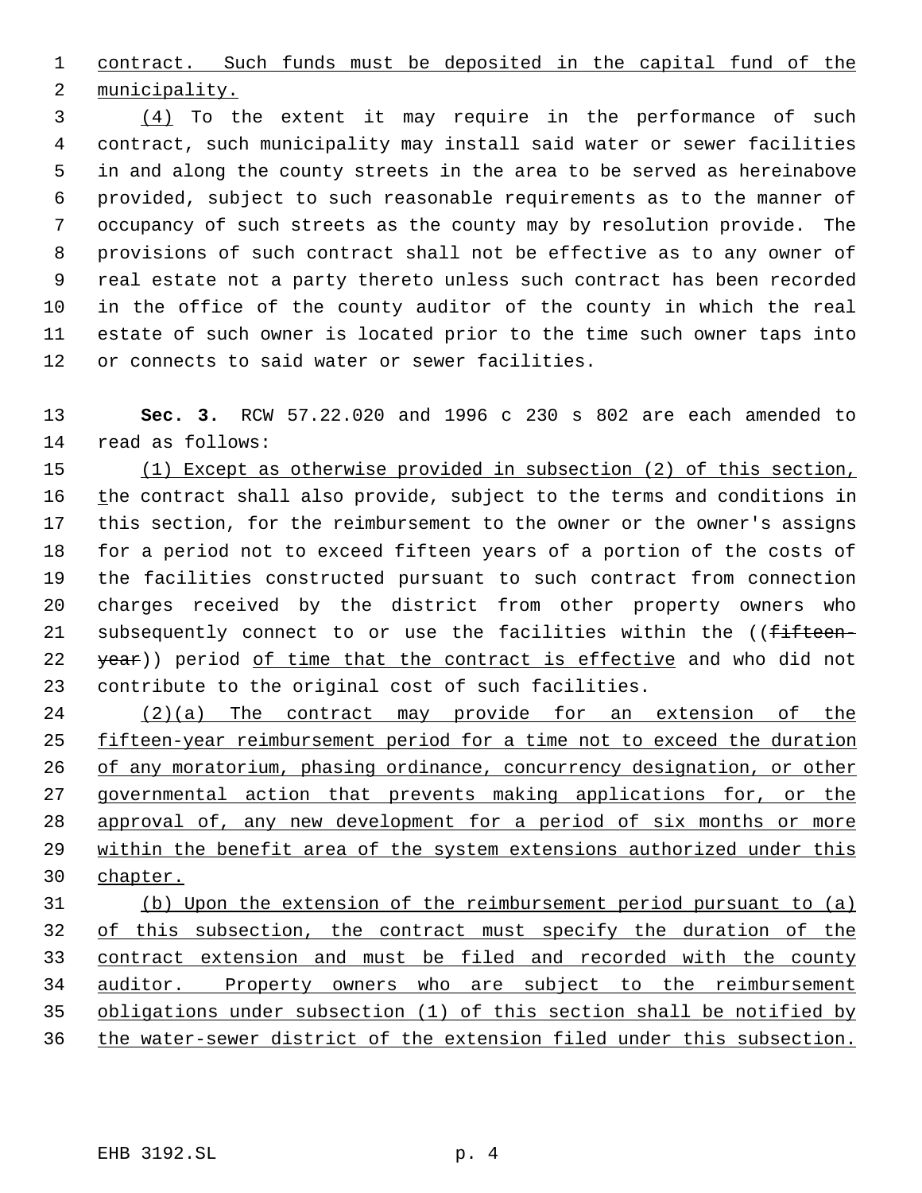contract. Such funds must be deposited in the capital fund of the municipality.

(4) To the extent it may require in the performance of such contract, such municipality may install said water or sewer facilities in and along the county streets in the area to be served as hereinabove provided, subject to such reasonable requirements as to the manner of occupancy of such streets as the county may by resolution provide. The provisions of such contract shall not be effective as to any owner of real estate not a party thereto unless such contract has been recorded in the office of the county auditor of the county in which the real estate of such owner is located prior to the time such owner taps into or connects to said water or sewer facilities.

**Sec. 3.** RCW 57.22.020 and 1996 c 230 s 802 are each amended to read as follows:

(1) Except as otherwise provided in subsection (2) of this section, the contract shall also provide, subject to the terms and conditions in this section, for the reimbursement to the owner or the owner's assigns for a period not to exceed fifteen years of a portion of the costs of the facilities constructed pursuant to such contract from connection charges received by the district from other property owners who subsequently connect to or use the facilities within the ((~~fifteen-year~~)) period of time that the contract is effective and who did not contribute to the original cost of such facilities.

(2)(a) The contract may provide for an extension of the fifteen-year reimbursement period for a time not to exceed the duration of any moratorium, phasing ordinance, concurrency designation, or other governmental action that prevents making applications for, or the approval of, any new development for a period of six months or more within the benefit area of the system extensions authorized under this chapter.

(b) Upon the extension of the reimbursement period pursuant to (a) of this subsection, the contract must specify the duration of the contract extension and must be filed and recorded with the county auditor. Property owners who are subject to the reimbursement obligations under subsection (1) of this section shall be notified by the water-sewer district of the extension filed under this subsection.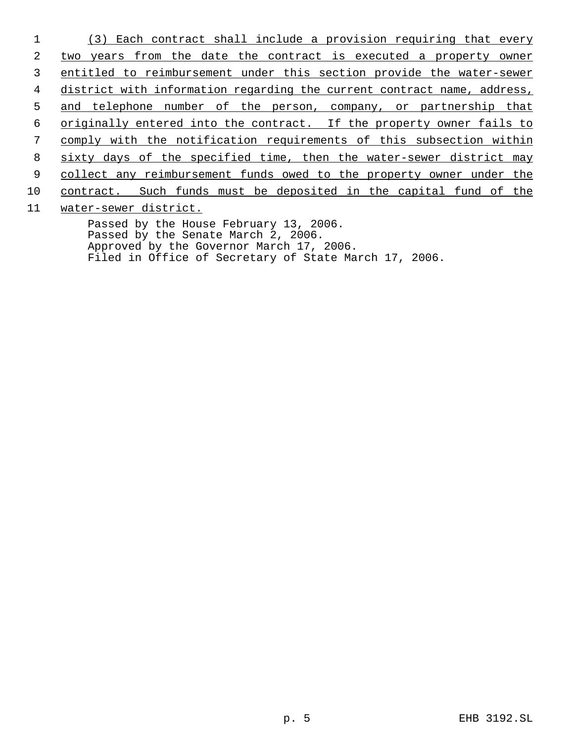(3) Each contract shall include a provision requiring that every two years from the date the contract is executed a property owner entitled to reimbursement under this section provide the water-sewer district with information regarding the current contract name, address, and telephone number of the person, company, or partnership that originally entered into the contract. If the property owner fails to comply with the notification requirements of this subsection within sixty days of the specified time, then the water-sewer district may collect any reimbursement funds owed to the property owner under the contract. Such funds must be deposited in the capital fund of the water-sewer district.

Passed by the House February 13, 2006.
Passed by the Senate March 2, 2006.
Approved by the Governor March 17, 2006.
Filed in Office of Secretary of State March 17, 2006.